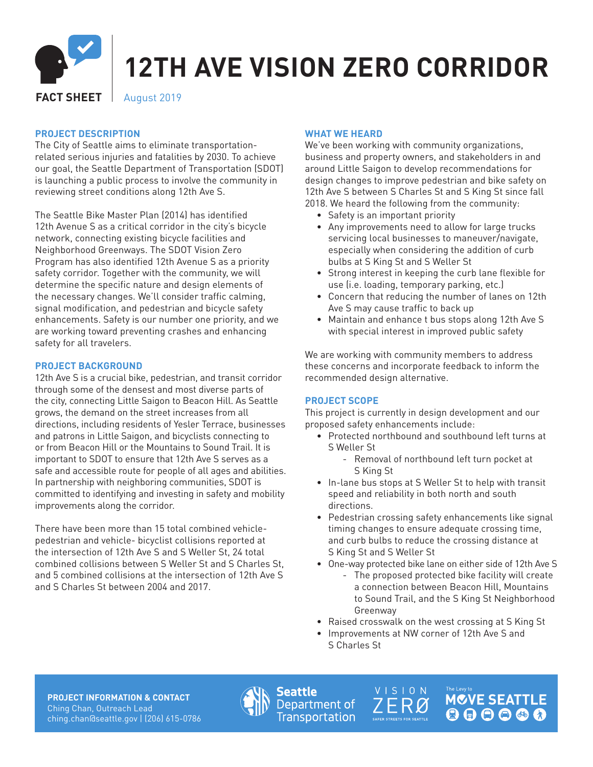# 12TH AVE VISION ZERO CORRIDOR

**FACT SHEET** | August 2019

## PROJECT DESCRIPTION

The City of Seattle aims to eliminate transportation-related serious injuries and fatalities by 2030. To achieve our goal, the Seattle Department of Transportation (SDOT) is launching a public process to involve the community in reviewing street conditions along 12th Ave S.

The Seattle Bike Master Plan (2014) has identified 12th Avenue S as a critical corridor in the city's bicycle network, connecting existing bicycle facilities and Neighborhood Greenways. The SDOT Vision Zero Program has also identified 12th Avenue S as a priority safety corridor. Together with the community, we will determine the specific nature and design elements of the necessary changes. We'll consider traffic calming, signal modification, and pedestrian and bicycle safety enhancements. Safety is our number one priority, and we are working toward preventing crashes and enhancing safety for all travelers.

## PROJECT BACKGROUND

12th Ave S is a crucial bike, pedestrian, and transit corridor through some of the densest and most diverse parts of the city, connecting Little Saigon to Beacon Hill. As Seattle grows, the demand on the street increases from all directions, including residents of Yesler Terrace, businesses and patrons in Little Saigon, and bicyclists connecting to or from Beacon Hill or the Mountains to Sound Trail. It is important to SDOT to ensure that 12th Ave S serves as a safe and accessible route for people of all ages and abilities. In partnership with neighboring communities, SDOT is committed to identifying and investing in safety and mobility improvements along the corridor.

There have been more than 15 total combined vehicle-pedestrian and vehicle- bicyclist collisions reported at the intersection of 12th Ave S and S Weller St, 24 total combined collisions between S Weller St and S Charles St, and 5 combined collisions at the intersection of 12th Ave S and S Charles St between 2004 and 2017.

## WHAT WE HEARD

We've been working with community organizations, business and property owners, and stakeholders in and around Little Saigon to develop recommendations for design changes to improve pedestrian and bike safety on 12th Ave S between S Charles St and S King St since fall 2018. We heard the following from the community:

- Safety is an important priority
- Any improvements need to allow for large trucks servicing local businesses to maneuver/navigate, especially when considering the addition of curb bulbs at S King St and S Weller St
- Strong interest in keeping the curb lane flexible for use (i.e. loading, temporary parking, etc.)
- Concern that reducing the number of lanes on 12th Ave S may cause traffic to back up
- Maintain and enhance t bus stops along 12th Ave S with special interest in improved public safety

We are working with community members to address these concerns and incorporate feedback to inform the recommended design alternative.

## PROJECT SCOPE

This project is currently in design development and our proposed safety enhancements include:

- Protected northbound and southbound left turns at S Weller St
  - Removal of northbound left turn pocket at S King St
- In-lane bus stops at S Weller St to help with transit speed and reliability in both north and south directions.
- Pedestrian crossing safety enhancements like signal timing changes to ensure adequate crossing time, and curb bulbs to reduce the crossing distance at S King St and S Weller St
- One-way protected bike lane on either side of 12th Ave S
  - The proposed protected bike facility will create a connection between Beacon Hill, Mountains to Sound Trail, and the S King St Neighborhood Greenway
- Raised crosswalk on the west crossing at S King St
- Improvements at NW corner of 12th Ave S and S Charles St

**PROJECT INFORMATION & CONTACT**
Ching Chan, Outreach Lead
ching.chan@seattle.gov | (206) 615-0786

Seattle Department of Transportation | VISION ZERØ SAFER STREETS FOR SEATTLE | The Levy to MOVE SEATTLE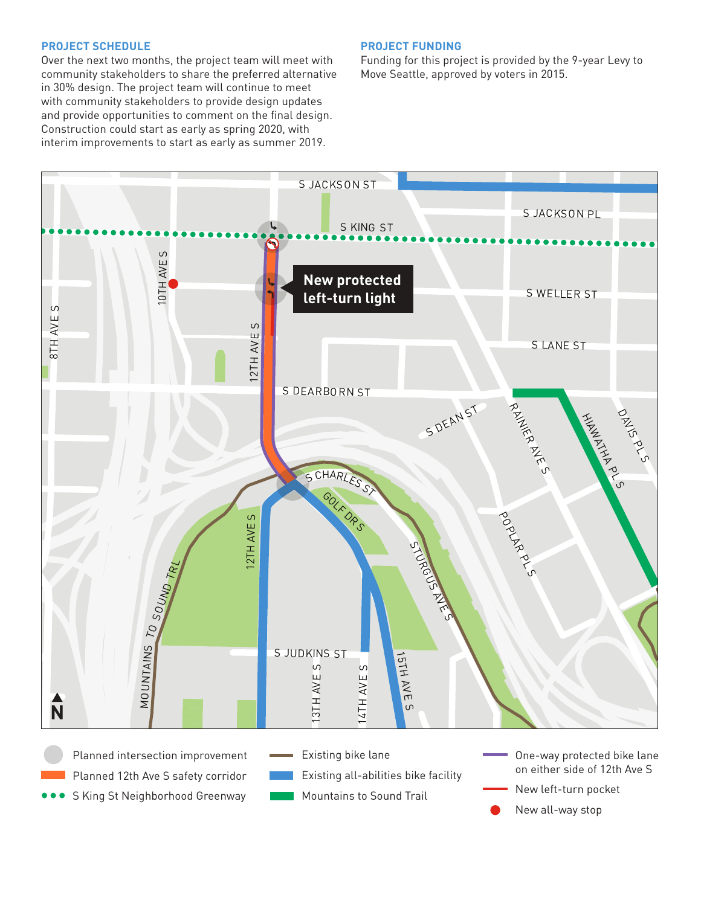## PROJECT SCHEDULE

Over the next two months, the project team will meet with community stakeholders to share the preferred alternative in 30% design. The project team will continue to meet with community stakeholders to provide design updates and provide opportunities to comment on the final design. Construction could start as early as spring 2020, with interim improvements to start as early as summer 2019.

## PROJECT FUNDING

Funding for this project is provided by the 9-year Levy to Move Seattle, approved by voters in 2015.

S JACKSON ST
S JACKSON PL
S KING ST
S WELLER ST
S LANE ST
S DEARBORN ST
S DEAN ST
S CHARLES ST
GOLF DR S
STURGUS AVE S
RAINIER AVE S
HIAWATHA PL S
DAVIS PL S
POPLAR PL S
8TH AVE S
10TH AVE S
12TH AVE S
13TH AVE S
14TH AVE S
15TH AVE S
S JUDKINS ST
MOUNTAINS TO SOUND TRL
N

**New protected left-turn light**

Planned intersection improvement
Planned 12th Ave S safety corridor
S King St Neighborhood Greenway
Existing bike lane
Existing all-abilities bike facility
Mountains to Sound Trail
One-way protected bike lane on either side of 12th Ave S
New left-turn pocket
New all-way stop